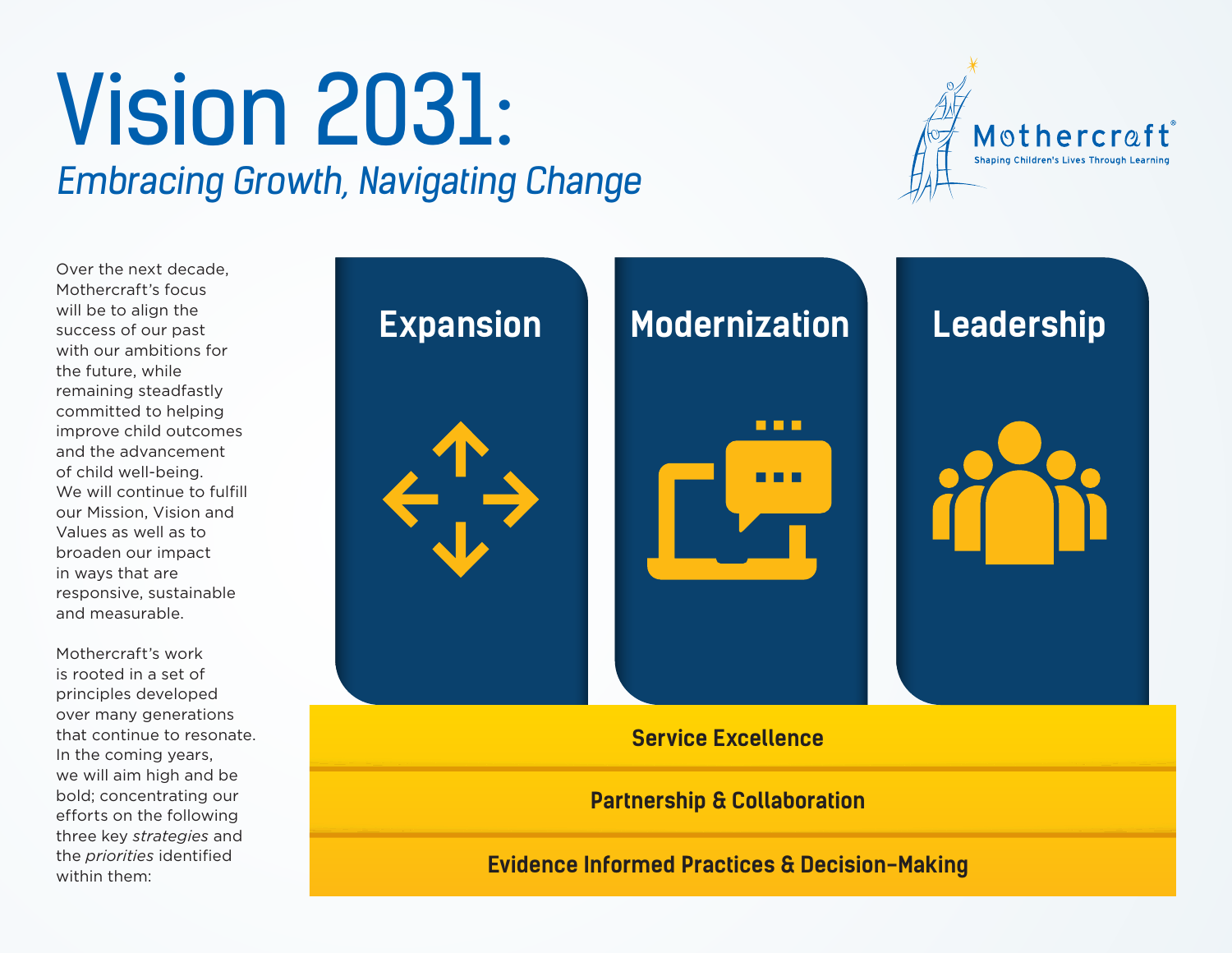# Vision 2031:

## *Embracing Growth, Navigating Change*

Mothercraft
Shaping Children's Lives Through Learning

Over the next decade, Mothercraft's focus will be to align the success of our past with our ambitions for the future, while remaining steadfastly committed to helping improve child outcomes and the advancement of child well-being. We will continue to fulfill our Mission, Vision and Values as well as to broaden our impact in ways that are responsive, sustainable and measurable.

Mothercraft's work is rooted in a set of principles developed over many generations that continue to resonate. In the coming years, we will aim high and be bold; concentrating our efforts on the following three key *strategies* and the *priorities* identified within them:

### Expansion

### Modernization

### Leadership

**Service Excellence**

**Partnership & Collaboration**

**Evidence Informed Practices & Decision-Making**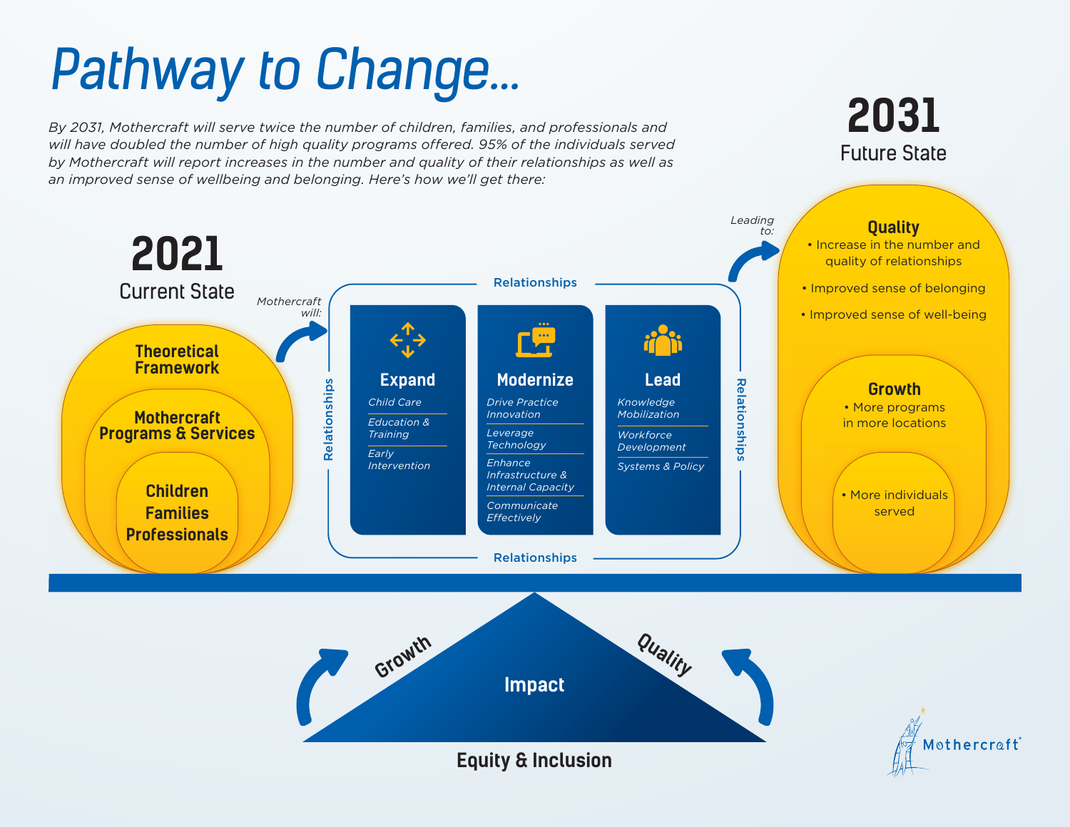# Pathway to Change...

*By 2031, Mothercraft will serve twice the number of children, families, and professionals and will have doubled the number of high quality programs offered. 95% of the individuals served by Mothercraft will report increases in the number and quality of their relationships as well as an improved sense of wellbeing and belonging. Here's how we'll get there:*

## 2021
Current State

**Theoretical Framework**

**Mothercraft Programs & Services**

**Children**
**Families**
**Professionals**

*Mothercraft will:*

Relationships

### Expand

*Child Care*

*Education & Training*

*Early Intervention*

### Modernize

*Drive Practice Innovation*

*Leverage Technology*

*Enhance Infrastructure & Internal Capacity*

*Communicate Effectively*

### Lead

*Knowledge Mobilization*

*Workforce Development*

*Systems & Policy*

*Leading to:*

## 2031
Future State

**Quality**

- Increase in the number and quality of relationships
- Improved sense of belonging
- Improved sense of well-being

**Growth**

- More programs in more locations

- More individuals served

Growth

Impact

Quality

**Equity & Inclusion**

Mothercraft®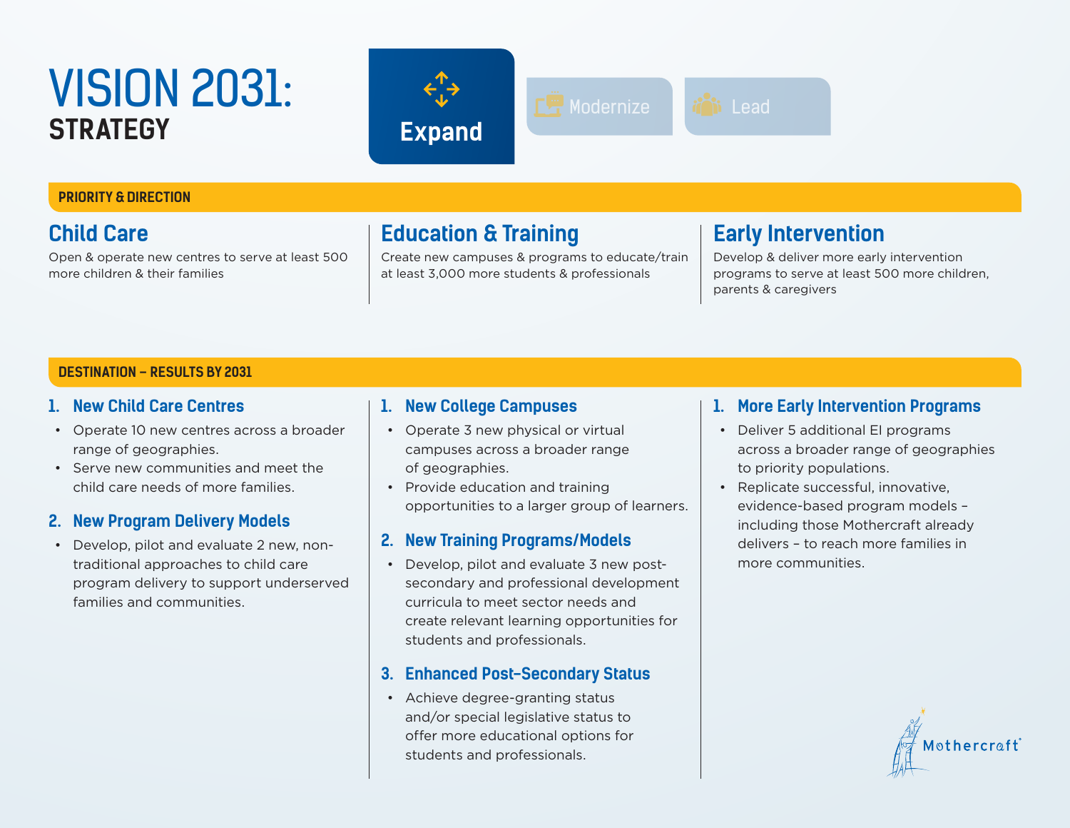# VISION 2031: STRATEGY

**Expand** | Modernize | Lead

## PRIORITY & DIRECTION

### Child Care

Open & operate new centres to serve at least 500 more children & their families

### Education & Training

Create new campuses & programs to educate/train at least 3,000 more students & professionals

### Early Intervention

Develop & deliver more early intervention programs to serve at least 500 more children, parents & caregivers

## DESTINATION – RESULTS BY 2031

### Child Care

#### 1. New Child Care Centres

- Operate 10 new centres across a broader range of geographies.
- Serve new communities and meet the child care needs of more families.

#### 2. New Program Delivery Models

- Develop, pilot and evaluate 2 new, non-traditional approaches to child care program delivery to support underserved families and communities.

### Education & Training

#### 1. New College Campuses

- Operate 3 new physical or virtual campuses across a broader range of geographies.
- Provide education and training opportunities to a larger group of learners.

#### 2. New Training Programs/Models

- Develop, pilot and evaluate 3 new post-secondary and professional development curricula to meet sector needs and create relevant learning opportunities for students and professionals.

#### 3. Enhanced Post-Secondary Status

- Achieve degree-granting status and/or special legislative status to offer more educational options for students and professionals.

### Early Intervention

#### 1. More Early Intervention Programs

- Deliver 5 additional EI programs across a broader range of geographies to priority populations.
- Replicate successful, innovative, evidence-based program models – including those Mothercraft already delivers – to reach more families in more communities.

Mothercraft®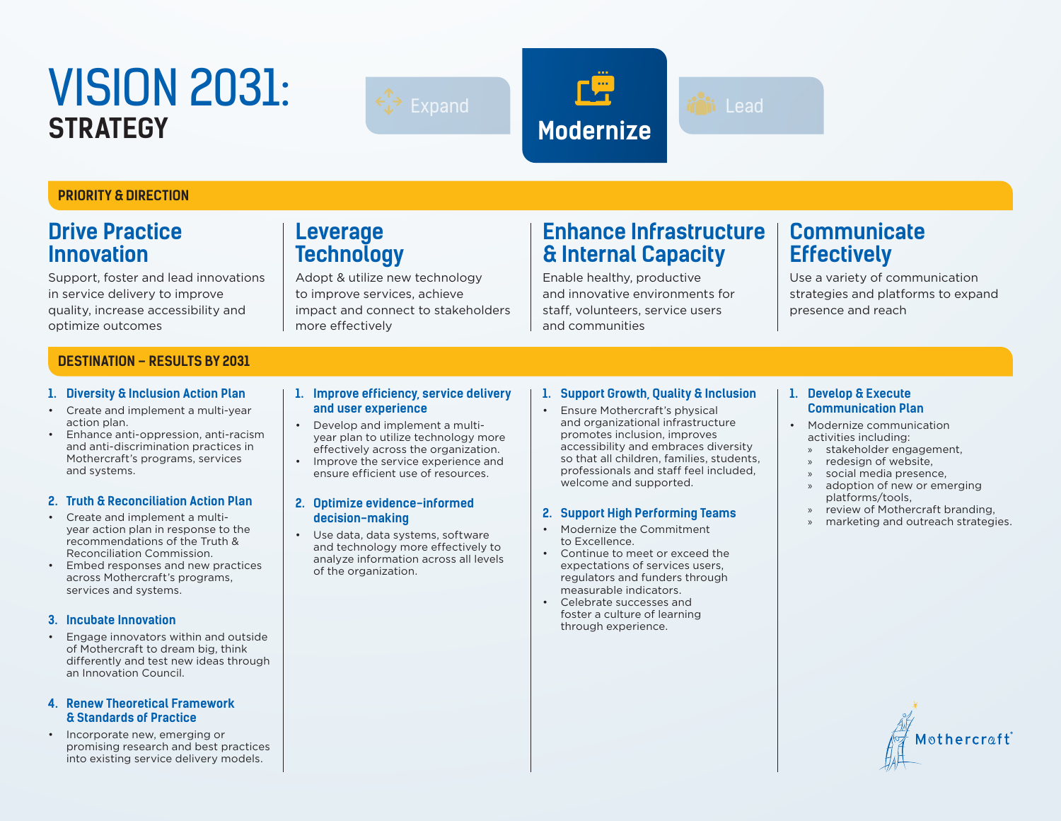# VISION 2031:
## STRATEGY

Expand | **Modernize** | Lead

### PRIORITY & DIRECTION

### Drive Practice Innovation

Support, foster and lead innovations in service delivery to improve quality, increase accessibility and optimize outcomes

### Leverage Technology

Adopt & utilize new technology to improve services, achieve impact and connect to stakeholders more effectively

### Enhance Infrastructure & Internal Capacity

Enable healthy, productive and innovative environments for staff, volunteers, service users and communities

### Communicate Effectively

Use a variety of communication strategies and platforms to expand presence and reach

### DESTINATION – RESULTS BY 2031

#### Drive Practice Innovation

1. **Diversity & Inclusion Action Plan**
   - Create and implement a multi-year action plan.
   - Enhance anti-oppression, anti-racism and anti-discrimination practices in Mothercraft's programs, services and systems.
2. **Truth & Reconciliation Action Plan**
   - Create and implement a multi-year action plan in response to the recommendations of the Truth & Reconciliation Commission.
   - Embed responses and new practices across Mothercraft's programs, services and systems.
3. **Incubate Innovation**
   - Engage innovators within and outside of Mothercraft to dream big, think differently and test new ideas through an Innovation Council.
4. **Renew Theoretical Framework & Standards of Practice**
   - Incorporate new, emerging or promising research and best practices into existing service delivery models.

#### Leverage Technology

1. **Improve efficiency, service delivery and user experience**
   - Develop and implement a multi-year plan to utilize technology more effectively across the organization.
   - Improve the service experience and ensure efficient use of resources.
2. **Optimize evidence-informed decision-making**
   - Use data, data systems, software and technology more effectively to analyze information across all levels of the organization.

#### Enhance Infrastructure & Internal Capacity

1. **Support Growth, Quality & Inclusion**
   - Ensure Mothercraft's physical and organizational infrastructure promotes inclusion, improves accessibility and embraces diversity so that all children, families, students, professionals and staff feel included, welcome and supported.
2. **Support High Performing Teams**
   - Modernize the Commitment to Excellence.
   - Continue to meet or exceed the expectations of services users, regulators and funders through measurable indicators.
   - Celebrate successes and foster a culture of learning through experience.

#### Communicate Effectively

1. **Develop & Execute Communication Plan**
   - Modernize communication activities including:
     - stakeholder engagement,
     - redesign of website,
     - social media presence,
     - adoption of new or emerging platforms/tools,
     - review of Mothercraft branding,
     - marketing and outreach strategies.

Mothercraft®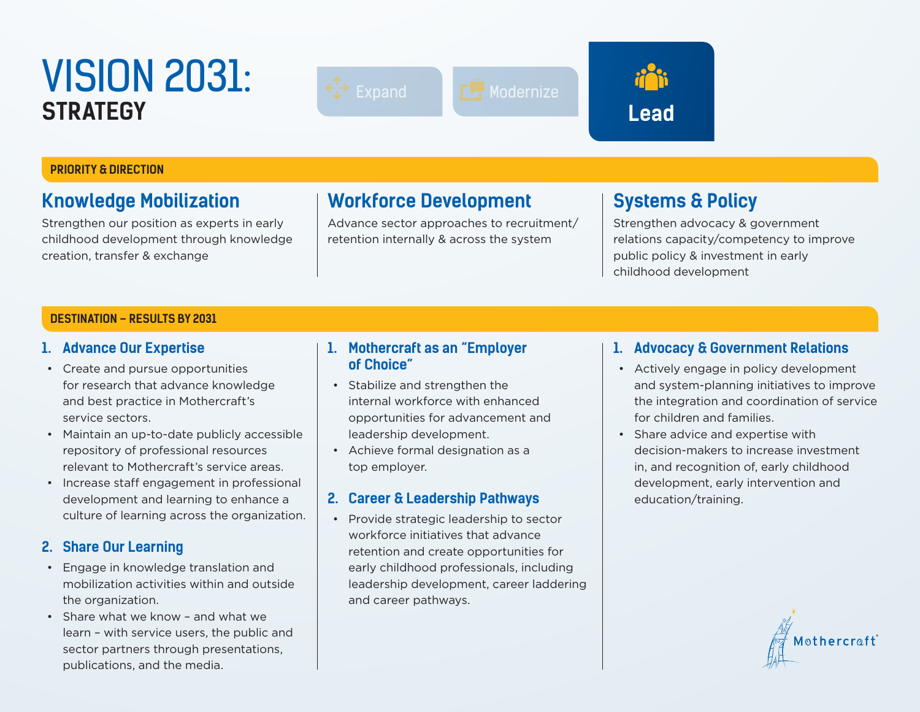# VISION 2031: STRATEGY

Expand | Modernize | **Lead**

## PRIORITY & DIRECTION

### Knowledge Mobilization

Strengthen our position as experts in early childhood development through knowledge creation, transfer & exchange

### Workforce Development

Advance sector approaches to recruitment/retention internally & across the system

### Systems & Policy

Strengthen advocacy & government relations capacity/competency to improve public policy & investment in early childhood development

## DESTINATION – RESULTS BY 2031

### Knowledge Mobilization

#### 1. Advance Our Expertise

- Create and pursue opportunities for research that advance knowledge and best practice in Mothercraft's service sectors.
- Maintain an up-to-date publicly accessible repository of professional resources relevant to Mothercraft's service areas.
- Increase staff engagement in professional development and learning to enhance a culture of learning across the organization.

#### 2. Share Our Learning

- Engage in knowledge translation and mobilization activities within and outside the organization.
- Share what we know – and what we learn – with service users, the public and sector partners through presentations, publications, and the media.

### Workforce Development

#### 1. Mothercraft as an "Employer of Choice"

- Stabilize and strengthen the internal workforce with enhanced opportunities for advancement and leadership development.
- Achieve formal designation as a top employer.

#### 2. Career & Leadership Pathways

- Provide strategic leadership to sector workforce initiatives that advance retention and create opportunities for early childhood professionals, including leadership development, career laddering and career pathways.

### Systems & Policy

#### 1. Advocacy & Government Relations

- Actively engage in policy development and system-planning initiatives to improve the integration and coordination of service for children and families.
- Share advice and expertise with decision-makers to increase investment in, and recognition of, early childhood development, early intervention and education/training.

Mothercraft